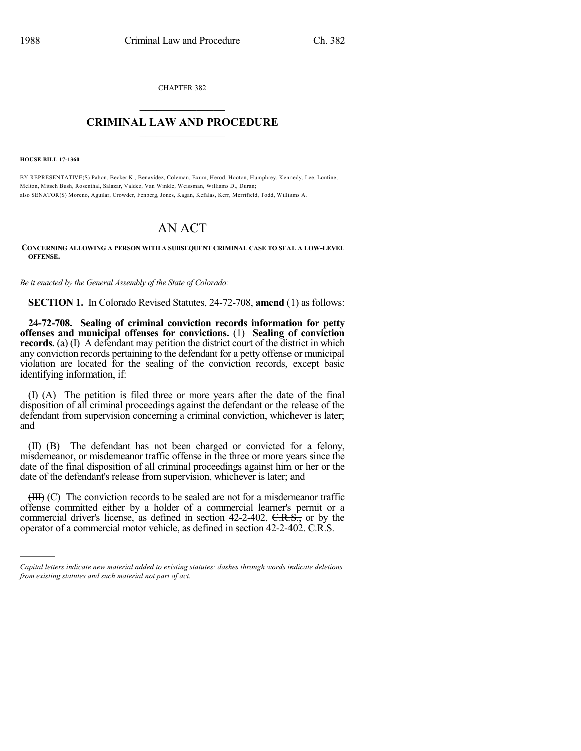CHAPTER 382

## CRIMINAL LAW AND PROCEDURE

**HOUSE BILL 17-1360**

BY REPRESENTATIVE(S) Pabon, Becker K., Benavidez, Coleman, Exum, Herod, Hooton, Humphrey, Kennedy, Lee, Lontine, Melton, Mitsch Bush, Rosenthal, Salazar, Valdez, Van Winkle, Weissman, Williams D., Duran;
also SENATOR(S) Moreno, Aguilar, Crowder, Fenberg, Jones, Kagan, Kefalas, Kerr, Merrifield, Todd, Williams A.

# AN ACT

**CONCERNING ALLOWING A PERSON WITH A SUBSEQUENT CRIMINAL CASE TO SEAL A LOW-LEVEL OFFENSE.**

*Be it enacted by the General Assembly of the State of Colorado:*

**SECTION 1.** In Colorado Revised Statutes, 24-72-708, **amend** (1) as follows:

**24-72-708. Sealing of criminal conviction records information for petty offenses and municipal offenses for convictions.** (1) **Sealing of conviction records.** (a) (I) A defendant may petition the district court of the district in which any conviction records pertaining to the defendant for a petty offense or municipal violation are located for the sealing of the conviction records, except basic identifying information, if:

~~(I)~~ (A) The petition is filed three or more years after the date of the final disposition of all criminal proceedings against the defendant or the release of the defendant from supervision concerning a criminal conviction, whichever is later; and

~~(II)~~ (B) The defendant has not been charged or convicted for a felony, misdemeanor, or misdemeanor traffic offense in the three or more years since the date of the final disposition of all criminal proceedings against him or her or the date of the defendant's release from supervision, whichever is later; and

~~(III)~~ (C) The conviction records to be sealed are not for a misdemeanor traffic offense committed either by a holder of a commercial learner's permit or a commercial driver's license, as defined in section 42-2-402, ~~C.R.S.,~~ or by the operator of a commercial motor vehicle, as defined in section 42-2-402. ~~C.R.S.~~

*Capital letters indicate new material added to existing statutes; dashes through words indicate deletions from existing statutes and such material not part of act.*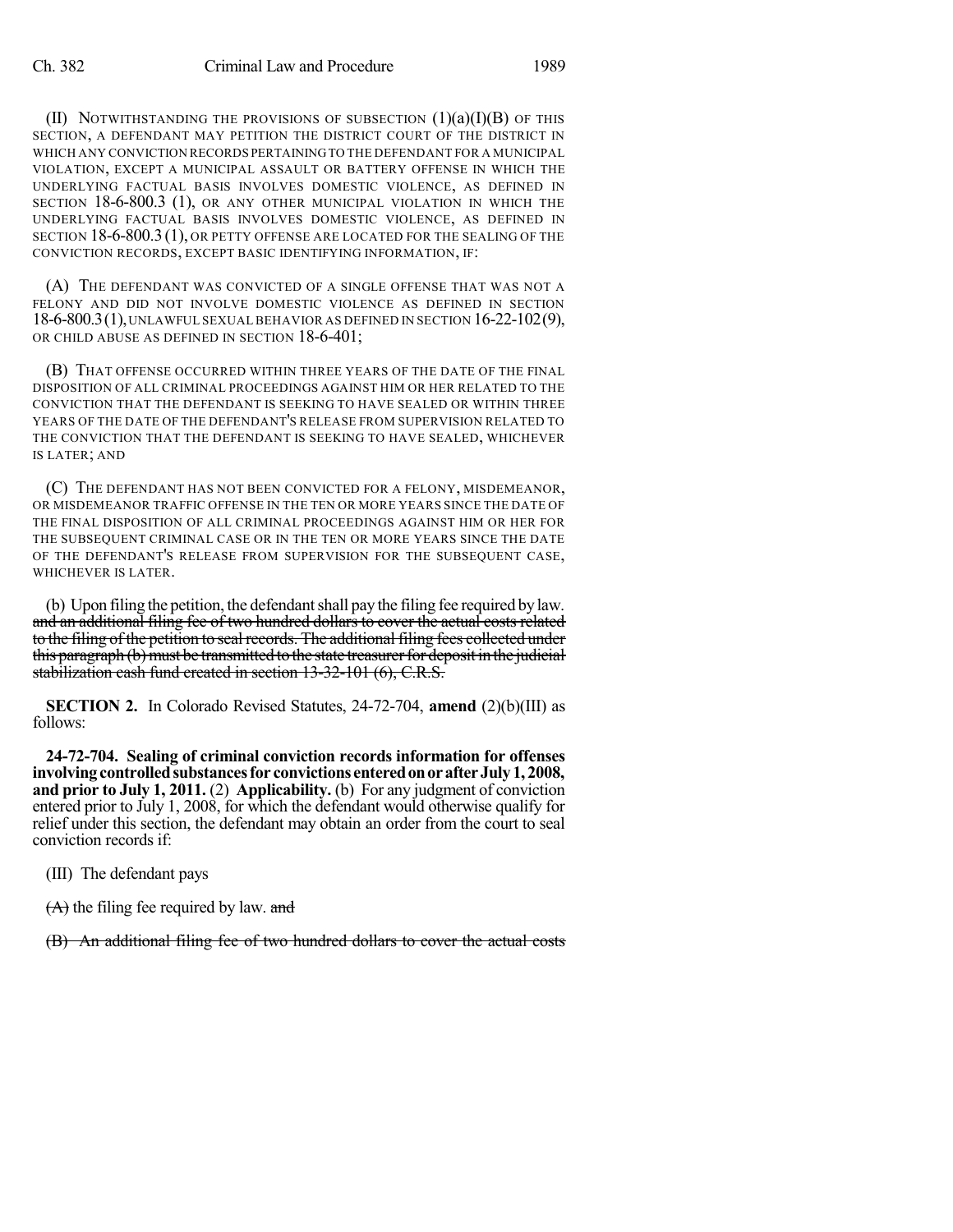(II) NOTWITHSTANDING THE PROVISIONS OF SUBSECTION (1)(a)(I)(B) OF THIS SECTION, A DEFENDANT MAY PETITION THE DISTRICT COURT OF THE DISTRICT IN WHICH ANY CONVICTION RECORDS PERTAINING TO THE DEFENDANT FOR A MUNICIPAL VIOLATION, EXCEPT A MUNICIPAL ASSAULT OR BATTERY OFFENSE IN WHICH THE UNDERLYING FACTUAL BASIS INVOLVES DOMESTIC VIOLENCE, AS DEFINED IN SECTION 18-6-800.3 (1), OR ANY OTHER MUNICIPAL VIOLATION IN WHICH THE UNDERLYING FACTUAL BASIS INVOLVES DOMESTIC VIOLENCE, AS DEFINED IN SECTION 18-6-800.3 (1), OR PETTY OFFENSE ARE LOCATED FOR THE SEALING OF THE CONVICTION RECORDS, EXCEPT BASIC IDENTIFYING INFORMATION, IF:

(A) THE DEFENDANT WAS CONVICTED OF A SINGLE OFFENSE THAT WAS NOT A FELONY AND DID NOT INVOLVE DOMESTIC VIOLENCE AS DEFINED IN SECTION 18-6-800.3 (1), UNLAWFUL SEXUAL BEHAVIOR AS DEFINED IN SECTION 16-22-102 (9), OR CHILD ABUSE AS DEFINED IN SECTION 18-6-401;

(B) THAT OFFENSE OCCURRED WITHIN THREE YEARS OF THE DATE OF THE FINAL DISPOSITION OF ALL CRIMINAL PROCEEDINGS AGAINST HIM OR HER RELATED TO THE CONVICTION THAT THE DEFENDANT IS SEEKING TO HAVE SEALED OR WITHIN THREE YEARS OF THE DATE OF THE DEFENDANT'S RELEASE FROM SUPERVISION RELATED TO THE CONVICTION THAT THE DEFENDANT IS SEEKING TO HAVE SEALED, WHICHEVER IS LATER; AND

(C) THE DEFENDANT HAS NOT BEEN CONVICTED FOR A FELONY, MISDEMEANOR, OR MISDEMEANOR TRAFFIC OFFENSE IN THE TEN OR MORE YEARS SINCE THE DATE OF THE FINAL DISPOSITION OF ALL CRIMINAL PROCEEDINGS AGAINST HIM OR HER FOR THE SUBSEQUENT CRIMINAL CASE OR IN THE TEN OR MORE YEARS SINCE THE DATE OF THE DEFENDANT'S RELEASE FROM SUPERVISION FOR THE SUBSEQUENT CASE, WHICHEVER IS LATER.

(b) Upon filing the petition, the defendant shall pay the filing fee required by law. ~~and an additional filing fee of two hundred dollars to cover the actual costs related to the filing of the petition to seal records. The additional filing fees collected under this paragraph (b) must be transmitted to the state treasurer for deposit in the judicial stabilization cash fund created in section 13-32-101 (6), C.R.S.~~

**SECTION 2.** In Colorado Revised Statutes, 24-72-704, **amend** (2)(b)(III) as follows:

**24-72-704. Sealing of criminal conviction records information for offenses involving controlled substances for convictions entered on or after July 1, 2008, and prior to July 1, 2011.** (2) **Applicability.** (b) For any judgment of conviction entered prior to July 1, 2008, for which the defendant would otherwise qualify for relief under this section, the defendant may obtain an order from the court to seal conviction records if:

(III) The defendant pays

~~(A)~~ the filing fee required by law. ~~and~~

~~(B) An additional filing fee of two hundred dollars to cover the actual costs~~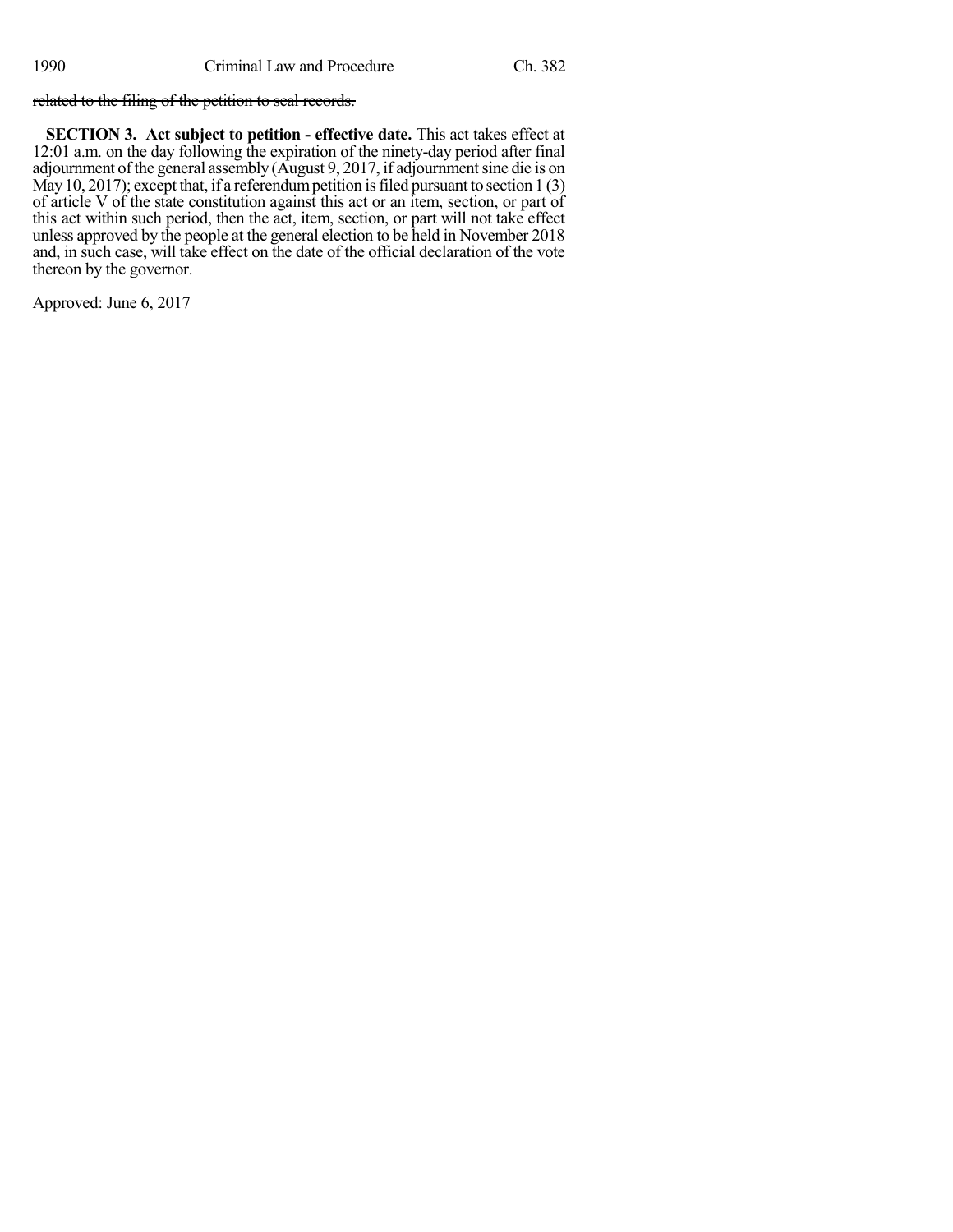~~related to the filing of the petition to seal records.~~

**SECTION 3. Act subject to petition - effective date.** This act takes effect at 12:01 a.m. on the day following the expiration of the ninety-day period after final adjournment of the general assembly (August 9, 2017, if adjournment sine die is on May 10, 2017); except that, if a referendum petition is filed pursuant to section 1 (3) of article V of the state constitution against this act or an item, section, or part of this act within such period, then the act, item, section, or part will not take effect unless approved by the people at the general election to be held in November 2018 and, in such case, will take effect on the date of the official declaration of the vote thereon by the governor.

Approved: June 6, 2017